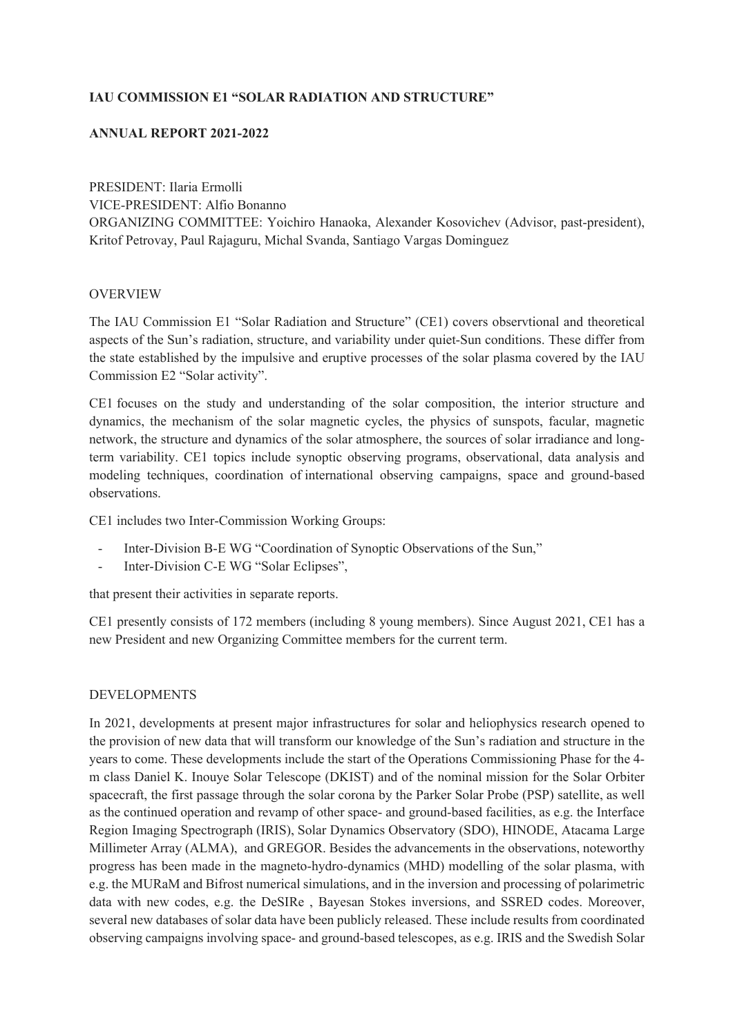**IAU COMMISSION E1 "SOLAR RADIATION AND STRUCTURE"**

**ANNUAL REPORT 2021-2022**

PRESIDENT: Ilaria Ermolli
VICE-PRESIDENT: Alfio Bonanno
ORGANIZING COMMITTEE: Yoichiro Hanaoka, Alexander Kosovichev (Advisor, past-president), Kritof Petrovay, Paul Rajaguru, Michal Svanda, Santiago Vargas Dominguez

OVERVIEW

The IAU Commission E1 "Solar Radiation and Structure" (CE1) covers observtional and theoretical aspects of the Sun's radiation, structure, and variability under quiet-Sun conditions. These differ from the state established by the impulsive and eruptive processes of the solar plasma covered by the IAU Commission E2 "Solar activity".

CE1 focuses on the study and understanding of the solar composition, the interior structure and dynamics, the mechanism of the solar magnetic cycles, the physics of sunspots, facular, magnetic network, the structure and dynamics of the solar atmosphere, the sources of solar irradiance and long-term variability. CE1 topics include synoptic observing programs, observational, data analysis and modeling techniques, coordination of international observing campaigns, space and ground-based observations.

CE1 includes two Inter-Commission Working Groups:

- Inter-Division B-E WG "Coordination of Synoptic Observations of the Sun,"
- Inter-Division C-E WG "Solar Eclipses",

that present their activities in separate reports.

CE1 presently consists of 172 members (including 8 young members). Since August 2021, CE1 has a new President and new Organizing Committee members for the current term.

DEVELOPMENTS

In 2021, developments at present major infrastructures for solar and heliophysics research opened to the provision of new data that will transform our knowledge of the Sun's radiation and structure in the years to come. These developments include the start of the Operations Commissioning Phase for the 4-m class Daniel K. Inouye Solar Telescope (DKIST) and of the nominal mission for the Solar Orbiter spacecraft, the first passage through the solar corona by the Parker Solar Probe (PSP) satellite, as well as the continued operation and revamp of other space- and ground-based facilities, as e.g. the Interface Region Imaging Spectrograph (IRIS), Solar Dynamics Observatory (SDO), HINODE, Atacama Large Millimeter Array (ALMA), and GREGOR. Besides the advancements in the observations, noteworthy progress has been made in the magneto-hydro-dynamics (MHD) modelling of the solar plasma, with e.g. the MURaM and Bifrost numerical simulations, and in the inversion and processing of polarimetric data with new codes, e.g. the DeSIRe , Bayesan Stokes inversions, and SSRED codes. Moreover, several new databases of solar data have been publicly released. These include results from coordinated observing campaigns involving space- and ground-based telescopes, as e.g. IRIS and the Swedish Solar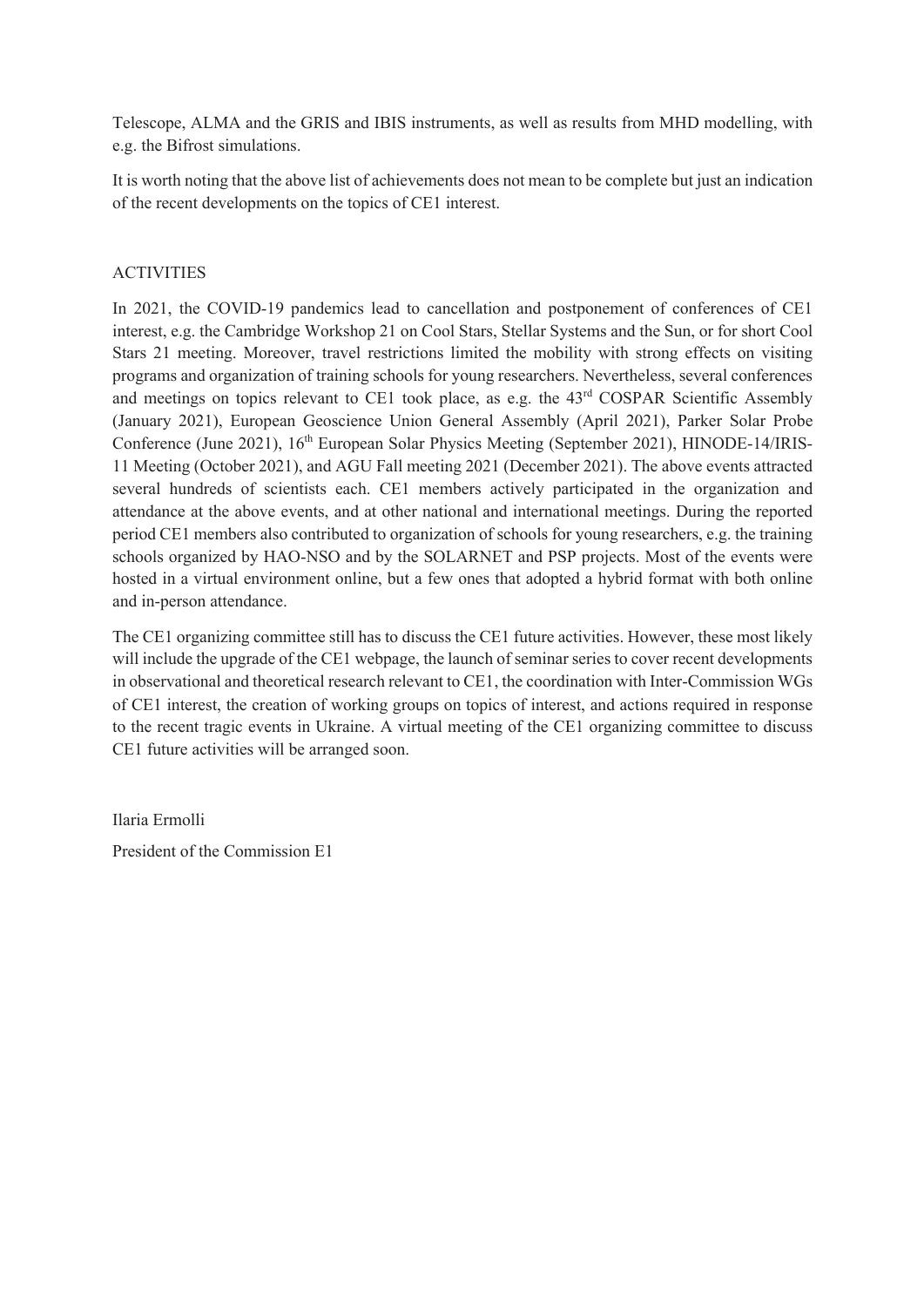Telescope, ALMA and the GRIS and IBIS instruments, as well as results from MHD modelling, with e.g. the Bifrost simulations.

It is worth noting that the above list of achievements does not mean to be complete but just an indication of the recent developments on the topics of CE1 interest.

## ACTIVITIES

In 2021, the COVID-19 pandemics lead to cancellation and postponement of conferences of CE1 interest, e.g. the Cambridge Workshop 21 on Cool Stars, Stellar Systems and the Sun, or for short Cool Stars 21 meeting. Moreover, travel restrictions limited the mobility with strong effects on visiting programs and organization of training schools for young researchers. Nevertheless, several conferences and meetings on topics relevant to CE1 took place, as e.g. the 43rd COSPAR Scientific Assembly (January 2021), European Geoscience Union General Assembly (April 2021), Parker Solar Probe Conference (June 2021), 16th European Solar Physics Meeting (September 2021), HINODE-14/IRIS-11 Meeting (October 2021), and AGU Fall meeting 2021 (December 2021). The above events attracted several hundreds of scientists each. CE1 members actively participated in the organization and attendance at the above events, and at other national and international meetings. During the reported period CE1 members also contributed to organization of schools for young researchers, e.g. the training schools organized by HAO-NSO and by the SOLARNET and PSP projects. Most of the events were hosted in a virtual environment online, but a few ones that adopted a hybrid format with both online and in-person attendance.

The CE1 organizing committee still has to discuss the CE1 future activities. However, these most likely will include the upgrade of the CE1 webpage, the launch of seminar series to cover recent developments in observational and theoretical research relevant to CE1, the coordination with Inter-Commission WGs of CE1 interest, the creation of working groups on topics of interest, and actions required in response to the recent tragic events in Ukraine. A virtual meeting of the CE1 organizing committee to discuss CE1 future activities will be arranged soon.

Ilaria Ermolli

President of the Commission E1